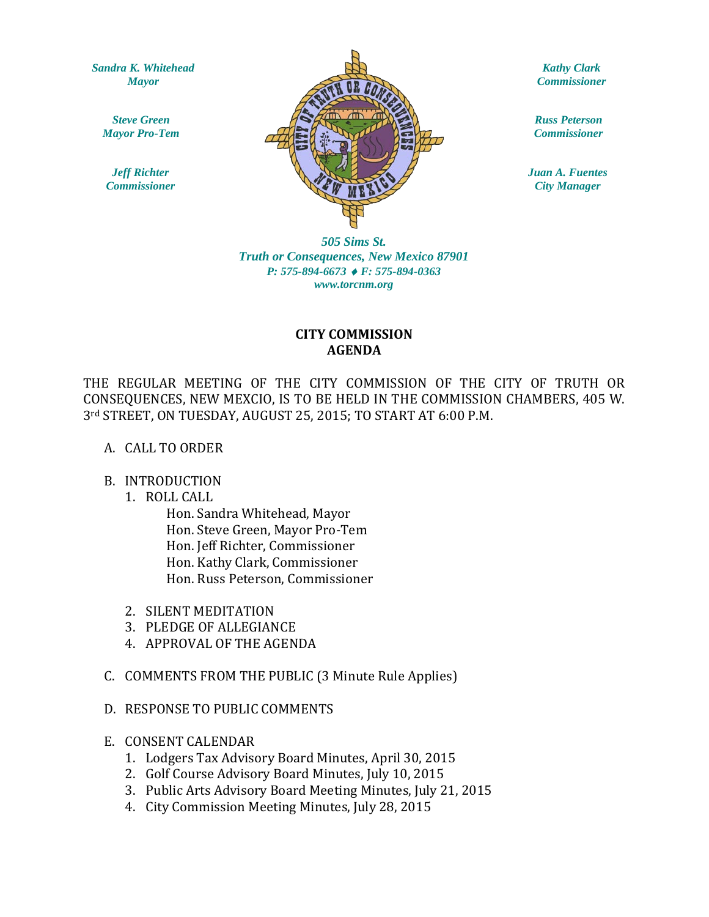*Sandra K. Whitehead*
*Mayor*

*Steve Green*
*Mayor Pro-Tem*

*Jeff Richter*
*Commissioner*

*Kathy Clark*
*Commissioner*

*Russ Peterson*
*Commissioner*

*Juan A. Fuentes*
*City Manager*

*505 Sims St.*
*Truth or Consequences, New Mexico 87901*
*P: 575-894-6673 ♦ F: 575-894-0363*
*www.torcnm.org*

**CITY COMMISSION**
**AGENDA**

THE REGULAR MEETING OF THE CITY COMMISSION OF THE CITY OF TRUTH OR CONSEQUENCES, NEW MEXCIO, IS TO BE HELD IN THE COMMISSION CHAMBERS, 405 W. 3rd STREET, ON TUESDAY, AUGUST 25, 2015; TO START AT 6:00 P.M.

A. CALL TO ORDER

B. INTRODUCTION
   1. ROLL CALL
      - Hon. Sandra Whitehead, Mayor
      - Hon. Steve Green, Mayor Pro-Tem
      - Hon. Jeff Richter, Commissioner
      - Hon. Kathy Clark, Commissioner
      - Hon. Russ Peterson, Commissioner
   2. SILENT MEDITATION
   3. PLEDGE OF ALLEGIANCE
   4. APPROVAL OF THE AGENDA

C. COMMENTS FROM THE PUBLIC (3 Minute Rule Applies)

D. RESPONSE TO PUBLIC COMMENTS

E. CONSENT CALENDAR
   1. Lodgers Tax Advisory Board Minutes, April 30, 2015
   2. Golf Course Advisory Board Minutes, July 10, 2015
   3. Public Arts Advisory Board Meeting Minutes, July 21, 2015
   4. City Commission Meeting Minutes, July 28, 2015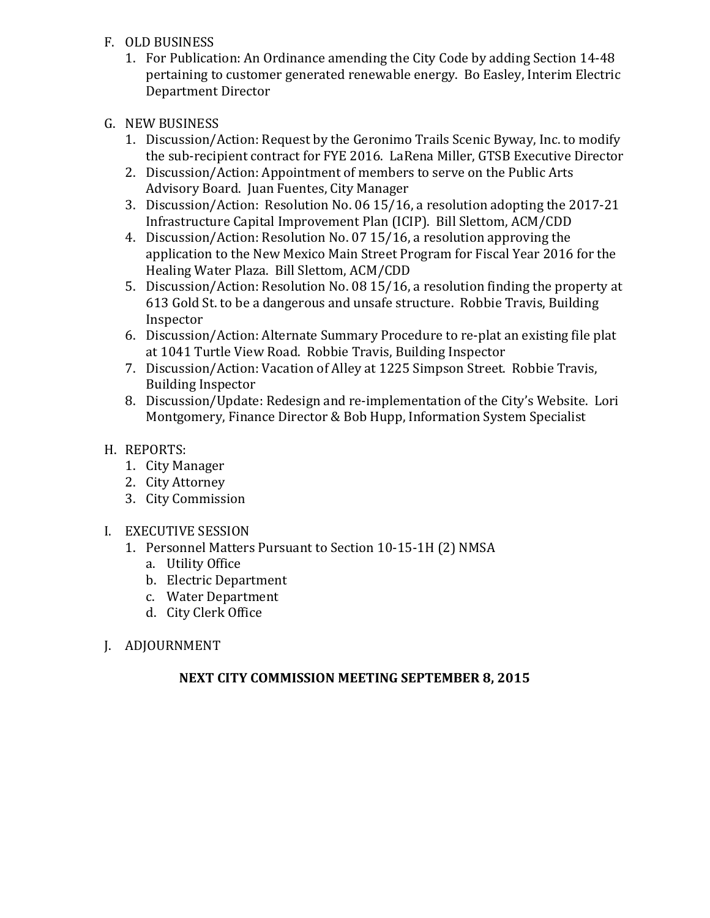F. OLD BUSINESS
   1. For Publication: An Ordinance amending the City Code by adding Section 14-48 pertaining to customer generated renewable energy. Bo Easley, Interim Electric Department Director

G. NEW BUSINESS
   1. Discussion/Action: Request by the Geronimo Trails Scenic Byway, Inc. to modify the sub-recipient contract for FYE 2016. LaRena Miller, GTSB Executive Director
   2. Discussion/Action: Appointment of members to serve on the Public Arts Advisory Board. Juan Fuentes, City Manager
   3. Discussion/Action: Resolution No. 06 15/16, a resolution adopting the 2017-21 Infrastructure Capital Improvement Plan (ICIP). Bill Slettom, ACM/CDD
   4. Discussion/Action: Resolution No. 07 15/16, a resolution approving the application to the New Mexico Main Street Program for Fiscal Year 2016 for the Healing Water Plaza. Bill Slettom, ACM/CDD
   5. Discussion/Action: Resolution No. 08 15/16, a resolution finding the property at 613 Gold St. to be a dangerous and unsafe structure. Robbie Travis, Building Inspector
   6. Discussion/Action: Alternate Summary Procedure to re-plat an existing file plat at 1041 Turtle View Road. Robbie Travis, Building Inspector
   7. Discussion/Action: Vacation of Alley at 1225 Simpson Street. Robbie Travis, Building Inspector
   8. Discussion/Update: Redesign and re-implementation of the City's Website. Lori Montgomery, Finance Director & Bob Hupp, Information System Specialist

H. REPORTS:
   1. City Manager
   2. City Attorney
   3. City Commission

I. EXECUTIVE SESSION
   1. Personnel Matters Pursuant to Section 10-15-1H (2) NMSA
      a. Utility Office
      b. Electric Department
      c. Water Department
      d. City Clerk Office

J. ADJOURNMENT

**NEXT CITY COMMISSION MEETING SEPTEMBER 8, 2015**